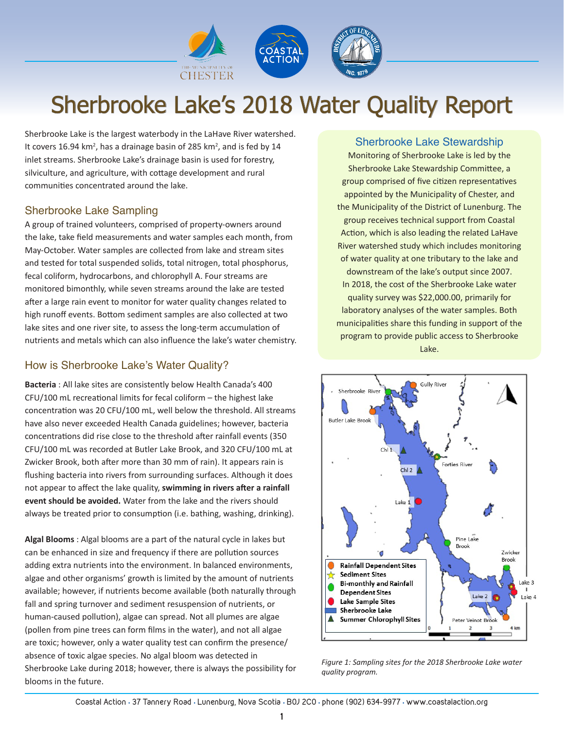# Sherbrooke Lake's 2018 Water Quality Report

Sherbrooke Lake is the largest waterbody in the LaHave River watershed. It covers 16.94 $km^2$, has a drainage basin of 285 $km^2$, and is fed by 14 inlet streams. Sherbrooke Lake's drainage basin is used for forestry, silviculture, and agriculture, with cottage development and rural communities concentrated around the lake.

## Sherbrooke Lake Sampling

A group of trained volunteers, comprised of property-owners around the lake, take field measurements and water samples each month, from May-October. Water samples are collected from lake and stream sites and tested for total suspended solids, total nitrogen, total phosphorus, fecal coliform, hydrocarbons, and chlorophyll A. Four streams are monitored bimonthly, while seven streams around the lake are tested after a large rain event to monitor for water quality changes related to high runoff events. Bottom sediment samples are also collected at two lake sites and one river site, to assess the long-term accumulation of nutrients and metals which can also influence the lake's water chemistry.

## How is Sherbrooke Lake's Water Quality?

**Bacteria** : All lake sites are consistently below Health Canada's 400 CFU/100 mL recreational limits for fecal coliform – the highest lake concentration was 20 CFU/100 mL, well below the threshold. All streams have also never exceeded Health Canada guidelines; however, bacteria concentrations did rise close to the threshold after rainfall events (350 CFU/100 mL was recorded at Butler Lake Brook, and 320 CFU/100 mL at Zwicker Brook, both after more than 30 mm of rain). It appears rain is flushing bacteria into rivers from surrounding surfaces. Although it does not appear to affect the lake quality, **swimming in rivers after a rainfall event should be avoided.** Water from the lake and the rivers should always be treated prior to consumption (i.e. bathing, washing, drinking).

**Algal Blooms** : Algal blooms are a part of the natural cycle in lakes but can be enhanced in size and frequency if there are pollution sources adding extra nutrients into the environment. In balanced environments, algae and other organisms' growth is limited by the amount of nutrients available; however, if nutrients become available (both naturally through fall and spring turnover and sediment resuspension of nutrients, or human-caused pollution), algae can spread. Not all plumes are algae (pollen from pine trees can form films in the water), and not all algae are toxic; however, only a water quality test can confirm the presence/absence of toxic algae species. No algal bloom was detected in Sherbrooke Lake during 2018; however, there is always the possibility for blooms in the future.

## Sherbrooke Lake Stewardship

Monitoring of Sherbrooke Lake is led by the Sherbrooke Lake Stewardship Committee, a group comprised of five citizen representatives appointed by the Municipality of Chester, and the Municipality of the District of Lunenburg. The group receives technical support from Coastal Action, which is also leading the related LaHave River watershed study which includes monitoring of water quality at one tributary to the lake and downstream of the lake's output since 2007. In 2018, the cost of the Sherbrooke Lake water quality survey was $22,000.00, primarily for laboratory analyses of the water samples. Both municipalities share this funding in support of the program to provide public access to Sherbrooke Lake.

*Figure 1: Sampling sites for the 2018 Sherbrooke Lake water quality program.*

Coastal Action · 37 Tannery Road · Lunenburg, Nova Scotia · B0J 2C0 · phone (902) 634-9977 · www.coastalaction.org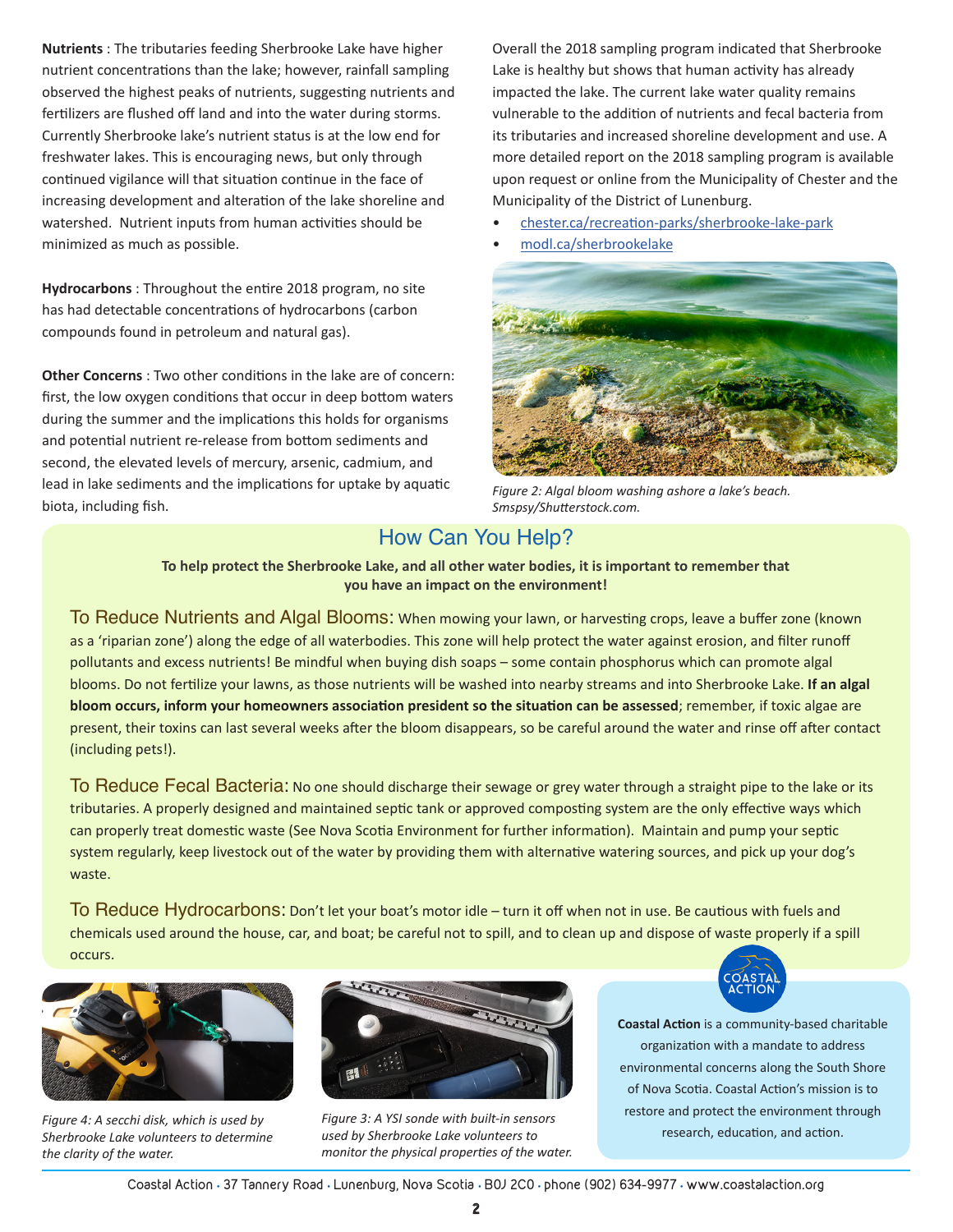**Nutrients** : The tributaries feeding Sherbrooke Lake have higher nutrient concentrations than the lake; however, rainfall sampling observed the highest peaks of nutrients, suggesting nutrients and fertilizers are flushed off land and into the water during storms. Currently Sherbrooke lake's nutrient status is at the low end for freshwater lakes. This is encouraging news, but only through continued vigilance will that situation continue in the face of increasing development and alteration of the lake shoreline and watershed. Nutrient inputs from human activities should be minimized as much as possible.

**Hydrocarbons** : Throughout the entire 2018 program, no site has had detectable concentrations of hydrocarbons (carbon compounds found in petroleum and natural gas).

**Other Concerns** : Two other conditions in the lake are of concern: first, the low oxygen conditions that occur in deep bottom waters during the summer and the implications this holds for organisms and potential nutrient re-release from bottom sediments and second, the elevated levels of mercury, arsenic, cadmium, and lead in lake sediments and the implications for uptake by aquatic biota, including fish.

Overall the 2018 sampling program indicated that Sherbrooke Lake is healthy but shows that human activity has already impacted the lake. The current lake water quality remains vulnerable to the addition of nutrients and fecal bacteria from its tributaries and increased shoreline development and use. A more detailed report on the 2018 sampling program is available upon request or online from the Municipality of Chester and the Municipality of the District of Lunenburg.

- chester.ca/recreation-parks/sherbrooke-lake-park
- modl.ca/sherbrookelake

*Figure 2: Algal bloom washing ashore a lake's beach. Smspsy/Shutterstock.com.*

## How Can You Help?

**To help protect the Sherbrooke Lake, and all other water bodies, it is important to remember that you have an impact on the environment!**

To Reduce Nutrients and Algal Blooms: When mowing your lawn, or harvesting crops, leave a buffer zone (known as a 'riparian zone') along the edge of all waterbodies. This zone will help protect the water against erosion, and filter runoff pollutants and excess nutrients! Be mindful when buying dish soaps – some contain phosphorus which can promote algal blooms. Do not fertilize your lawns, as those nutrients will be washed into nearby streams and into Sherbrooke Lake. **If an algal bloom occurs, inform your homeowners association president so the situation can be assessed**; remember, if toxic algae are present, their toxins can last several weeks after the bloom disappears, so be careful around the water and rinse off after contact (including pets!).

To Reduce Fecal Bacteria: No one should discharge their sewage or grey water through a straight pipe to the lake or its tributaries. A properly designed and maintained septic tank or approved composting system are the only effective ways which can properly treat domestic waste (See Nova Scotia Environment for further information). Maintain and pump your septic system regularly, keep livestock out of the water by providing them with alternative watering sources, and pick up your dog's waste.

To Reduce Hydrocarbons: Don't let your boat's motor idle – turn it off when not in use. Be cautious with fuels and chemicals used around the house, car, and boat; be careful not to spill, and to clean up and dispose of waste properly if a spill occurs.

*Figure 4: A secchi disk, which is used by Sherbrooke Lake volunteers to determine the clarity of the water.*

*Figure 3: A YSI sonde with built-in sensors used by Sherbrooke Lake volunteers to monitor the physical properties of the water.*

**Coastal Action** is a community-based charitable organization with a mandate to address environmental concerns along the South Shore of Nova Scotia. Coastal Action's mission is to restore and protect the environment through research, education, and action.

Coastal Action • 37 Tannery Road • Lunenburg, Nova Scotia • B0J 2C0 • phone (902) 634-9977 • www.coastalaction.org